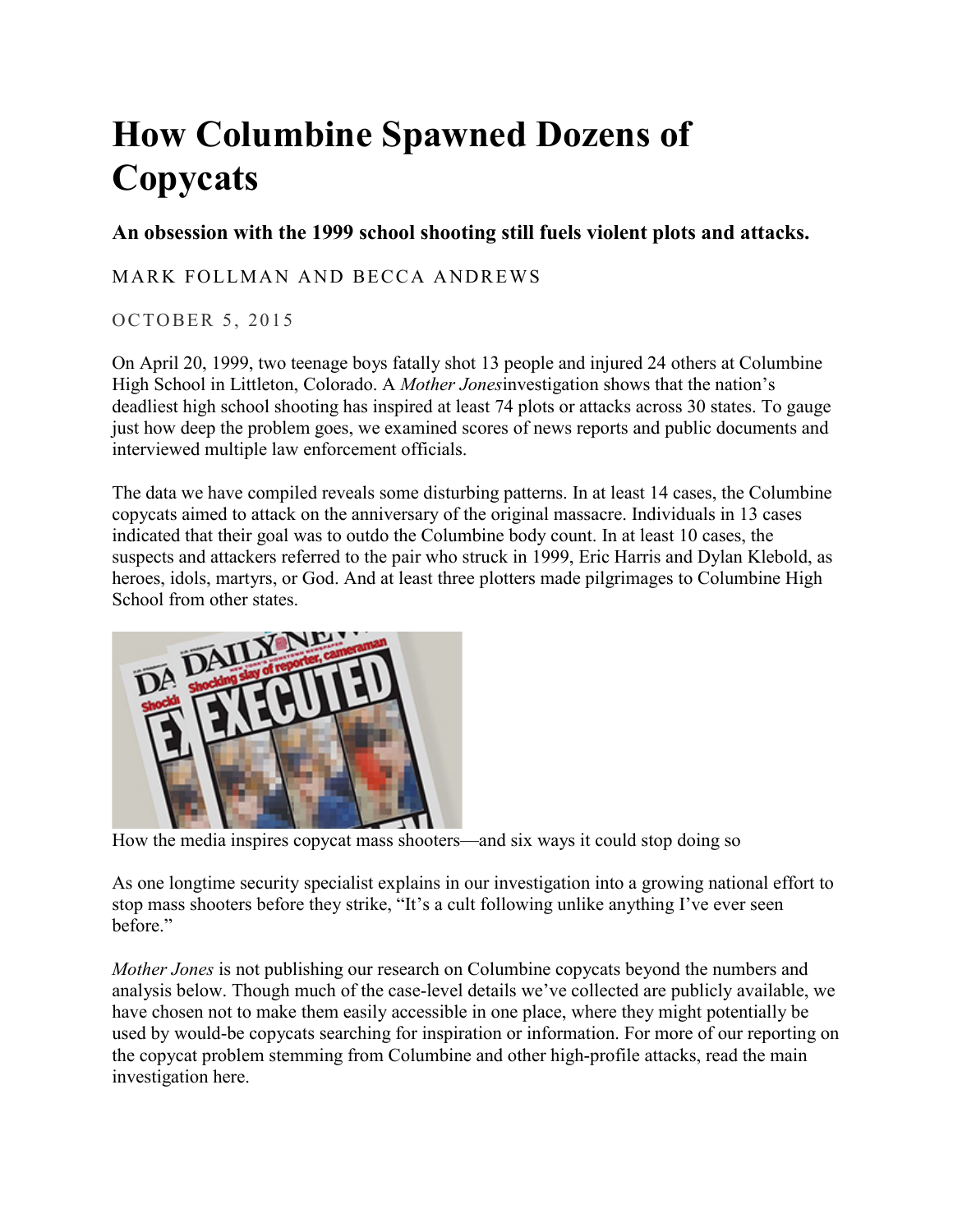# How Columbine Spawned Dozens of Copycats

### An obsession with the 1999 school shooting still fuels violent plots and attacks.

MARK FOLLMAN AND BECCA ANDREWS

OCTOBER 5, 2015

On April 20, 1999, two teenage boys fatally shot 13 people and injured 24 others at Columbine High School in Littleton, Colorado. A *Mother Jones*investigation shows that the nation's deadliest high school shooting has inspired at least 74 plots or attacks across 30 states. To gauge just how deep the problem goes, we examined scores of news reports and public documents and interviewed multiple law enforcement officials.

The data we have compiled reveals some disturbing patterns. In at least 14 cases, the Columbine copycats aimed to attack on the anniversary of the original massacre. Individuals in 13 cases indicated that their goal was to outdo the Columbine body count. In at least 10 cases, the suspects and attackers referred to the pair who struck in 1999, Eric Harris and Dylan Klebold, as heroes, idols, martyrs, or God. And at least three plotters made pilgrimages to Columbine High School from other states.

How the media inspires copycat mass shooters—and six ways it could stop doing so

As one longtime security specialist explains in our investigation into a growing national effort to stop mass shooters before they strike, "It's a cult following unlike anything I've ever seen before."

*Mother Jones* is not publishing our research on Columbine copycats beyond the numbers and analysis below. Though much of the case-level details we've collected are publicly available, we have chosen not to make them easily accessible in one place, where they might potentially be used by would-be copycats searching for inspiration or information. For more of our reporting on the copycat problem stemming from Columbine and other high-profile attacks, read the main investigation here.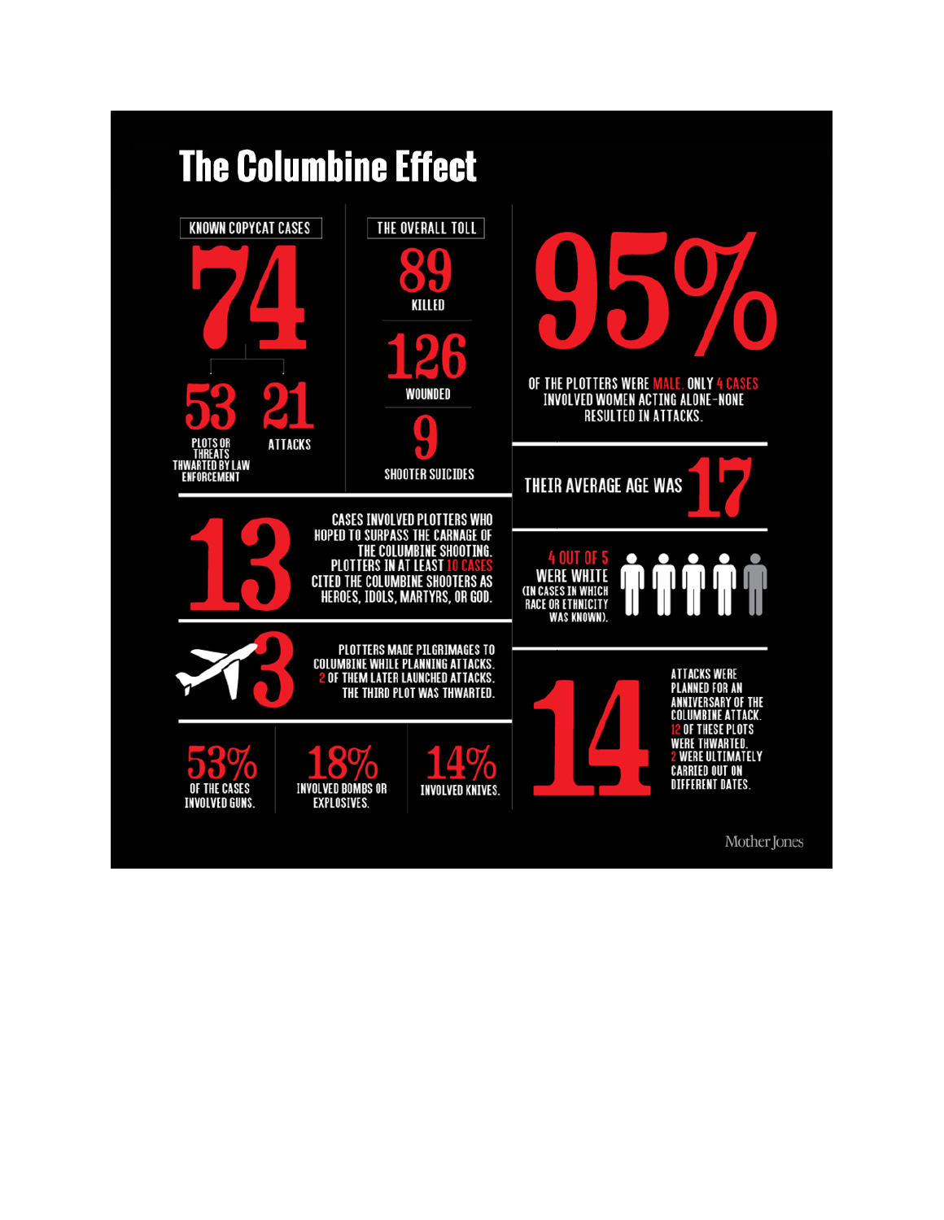# The Columbine Effect

KNOWN COPYCAT CASES

74

53
PLOTS OR THREATS THWARTED BY LAW ENFORCEMENT

21
ATTACKS

THE OVERALL TOLL

89
KILLED

126
WOUNDED

9
SHOOTER SUICIDES

95%
OF THE PLOTTERS WERE MALE. ONLY 4 CASES INVOLVED WOMEN ACTING ALONE—NONE RESULTED IN ATTACKS.

THEIR AVERAGE AGE WAS 17

13
CASES INVOLVED PLOTTERS WHO HOPED TO SURPASS THE CARNAGE OF THE COLUMBINE SHOOTING. PLOTTERS IN AT LEAST 10 CASES CITED THE COLUMBINE SHOOTERS AS HEROES, IDOLS, MARTYRS, OR GOD.

4 OUT OF 5 WERE WHITE (IN CASES IN WHICH RACE OR ETHNICITY WAS KNOWN).

3
PLOTTERS MADE PILGRIMAGES TO COLUMBINE WHILE PLANNING ATTACKS. 2 OF THEM LATER LAUNCHED ATTACKS. THE THIRD PLOT WAS THWARTED.

14
ATTACKS WERE PLANNED FOR AN ANNIVERSARY OF THE COLUMBINE ATTACK. 12 OF THESE PLOTS WERE THWARTED. 2 WERE ULTIMATELY CARRIED OUT ON DIFFERENT DATES.

53%
OF THE CASES INVOLVED GUNS.

18%
INVOLVED BOMBS OR EXPLOSIVES.

14%
INVOLVED KNIVES.

Mother Jones